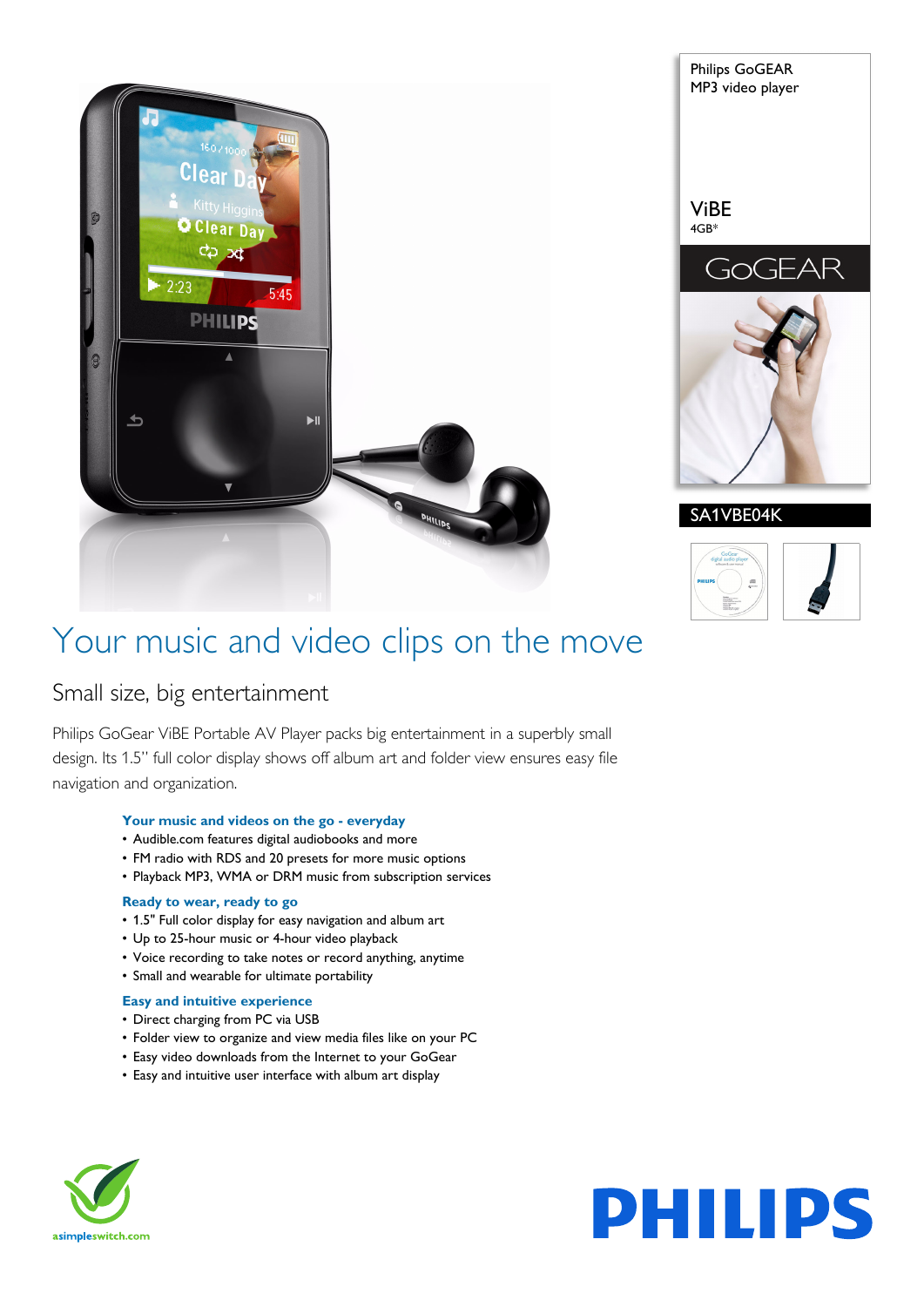Philips GoGEAR
MP3 video player

ViBE
4GB*

GoGEAR

SA1VBE04K

# Your music and video clips on the move

## Small size, big entertainment

Philips GoGear ViBE Portable AV Player packs big entertainment in a superbly small design. Its 1.5" full color display shows off album art and folder view ensures easy file navigation and organization.

### Your music and videos on the go - everyday

- Audible.com features digital audiobooks and more
- FM radio with RDS and 20 presets for more music options
- Playback MP3, WMA or DRM music from subscription services

### Ready to wear, ready to go

- 1.5" Full color display for easy navigation and album art
- Up to 25-hour music or 4-hour video playback
- Voice recording to take notes or record anything, anytime
- Small and wearable for ultimate portability

### Easy and intuitive experience

- Direct charging from PC via USB
- Folder view to organize and view media files like on your PC
- Easy video downloads from the Internet to your GoGear
- Easy and intuitive user interface with album art display

asimpleswitch.com

PHILIPS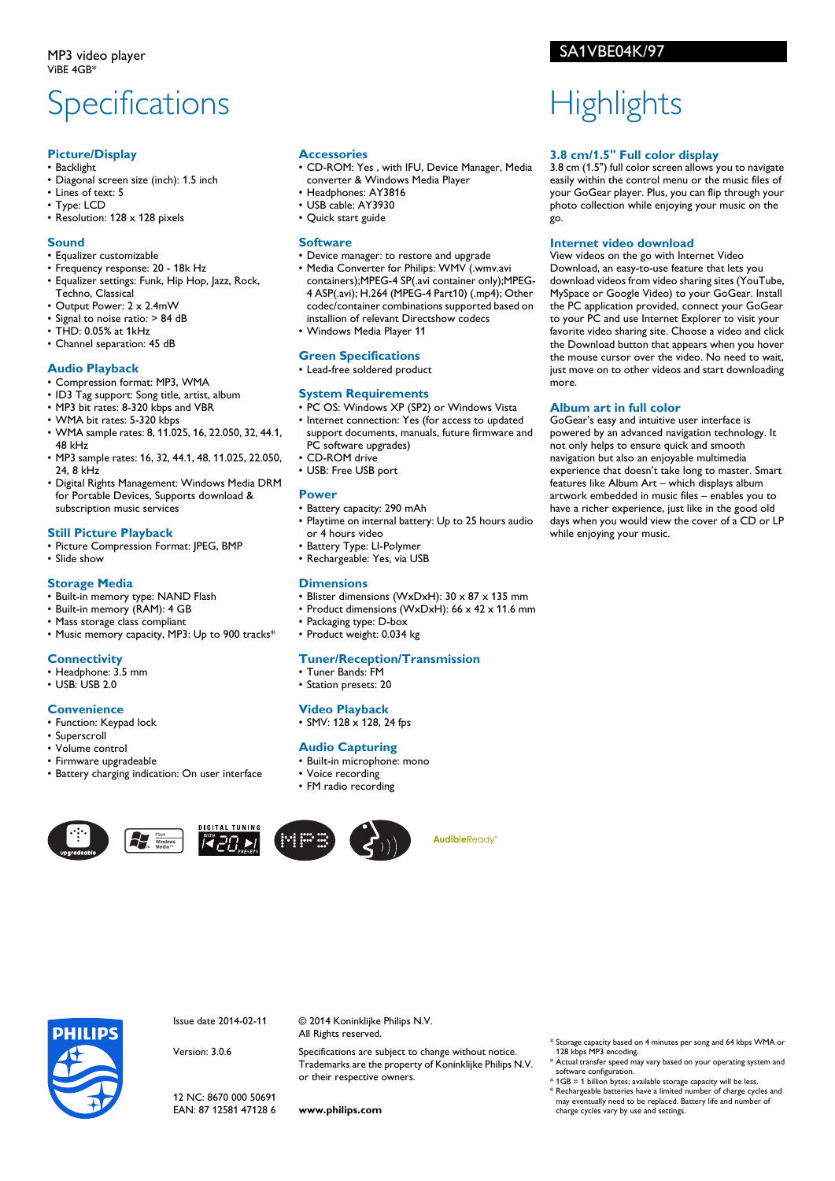MP3 video player
ViBE 4GB*

SA1VBE04K/97

# Specifications

## Picture/Display
- Backlight
- Diagonal screen size (inch): 1.5 inch
- Lines of text: 5
- Type: LCD
- Resolution: 128 x 128 pixels

## Sound
- Equalizer customizable
- Frequency response: 20 - 18k Hz
- Equalizer settings: Funk, Hip Hop, Jazz, Rock, Techno, Classical
- Output Power: 2 x 2.4mW
- Signal to noise ratio: > 84 dB
- THD: 0.05% at 1kHz
- Channel separation: 45 dB

## Audio Playback
- Compression format: MP3, WMA
- ID3 Tag support: Song title, artist, album
- MP3 bit rates: 8-320 kbps and VBR
- WMA bit rates: 5-320 kbps
- WMA sample rates: 8, 11.025, 16, 22.050, 32, 44.1, 48 kHz
- MP3 sample rates: 16, 32, 44.1, 48, 11.025, 22.050, 24, 8 kHz
- Digital Rights Management: Windows Media DRM for Portable Devices, Supports download & subscription music services

## Still Picture Playback
- Picture Compression Format: JPEG, BMP
- Slide show

## Storage Media
- Built-in memory type: NAND Flash
- Built-in memory (RAM): 4 GB
- Mass storage class compliant
- Music memory capacity, MP3: Up to 900 tracks*

## Connectivity
- Headphone: 3.5 mm
- USB: USB 2.0

## Convenience
- Function: Keypad lock
- Superscroll
- Volume control
- Firmware upgradeable
- Battery charging indication: On user interface

## Accessories
- CD-ROM: Yes , with IFU, Device Manager, Media converter & Windows Media Player
- Headphones: AY3816
- USB cable: AY3930
- Quick start guide

## Software
- Device manager: to restore and upgrade
- Media Converter for Philips: WMV (.wmv.avi containers);MPEG-4 SP(.avi container only);MPEG-4 ASP(.avi); H.264 (MPEG-4 Part10) (.mp4); Other codec/container combinations supported based on installion of relevant Directshow codecs
- Windows Media Player 11

## Green Specifications
- Lead-free soldered product

## System Requirements
- PC OS: Windows XP (SP2) or Windows Vista
- Internet connection: Yes (for access to updated support documents, manuals, future firmware and PC software upgrades)
- CD-ROM drive
- USB: Free USB port

## Power
- Battery capacity: 290 mAh
- Playtime on internal battery: Up to 25 hours audio or 4 hours video
- Battery Type: LI-Polymer
- Rechargeable: Yes, via USB

## Dimensions
- Blister dimensions (WxDxH): 30 x 87 x 135 mm
- Product dimensions (WxDxH): 66 x 42 x 11.6 mm
- Packaging type: D-box
- Product weight: 0.034 kg

## Tuner/Reception/Transmission
- Tuner Bands: FM
- Station presets: 20

## Video Playback
- SMV: 128 x 128, 24 fps

## Audio Capturing
- Built-in microphone: mono
- Voice recording
- FM radio recording

# Highlights

## 3.8 cm/1.5" Full color display
3.8 cm (1.5") full color screen allows you to navigate easily within the control menu or the music files of your GoGear player. Plus, you can flip through your photo collection while enjoying your music on the go.

## Internet video download
View videos on the go with Internet Video Download, an easy-to-use feature that lets you download videos from video sharing sites (YouTube, MySpace or Google Video) to your GoGear. Install the PC application provided, connect your GoGear to your PC and use Internet Explorer to visit your favorite video sharing site. Choose a video and click the Download button that appears when you hover the mouse cursor over the video. No need to wait, just move on to other videos and start downloading more.

## Album art in full color
GoGear's easy and intuitive user interface is powered by an advanced navigation technology. It not only helps to ensure quick and smooth navigation but also an enjoyable multimedia experience that doesn't take long to master. Smart features like Album Art – which displays album artwork embedded in music files – enables you to have a richer experience, just like in the good old days when you would view the cover of a CD or LP while enjoying your music.

upgradeable | Plays Windows Media | DIGITAL TUNING WITH 20 PRESETS | MP3 | AudibleReady

Issue date 2014-02-11

Version: 3.0.6

12 NC: 8670 000 50691
EAN: 87 12581 47128 6

© 2014 Koninklijke Philips N.V.
All Rights reserved.

Specifications are subject to change without notice. Trademarks are the property of Koninklijke Philips N.V. or their respective owners.

www.philips.com

* Storage capacity based on 4 minutes per song and 64 kbps WMA or 128 kbps MP3 encoding.
* Actual transfer speed may vary based on your operating system and software configuration.
* 1GB = 1 billion bytes; available storage capacity will be less.
* Rechargeable batteries have a limited number of charge cycles and may eventually need to be replaced. Battery life and number of charge cycles vary by use and settings.